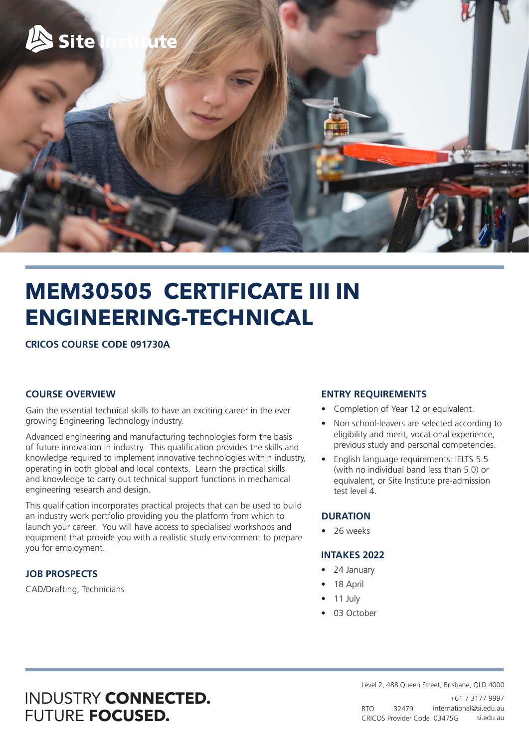Site Institute

# MEM30505 CERTIFICATE III IN ENGINEERING-TECHNICAL

**CRICOS COURSE CODE 091730A**

## COURSE OVERVIEW

Gain the essential technical skills to have an exciting career in the ever growing Engineering Technology industry.

Advanced engineering and manufacturing technologies form the basis of future innovation in industry. This qualification provides the skills and knowledge required to implement innovative technologies within industry, operating in both global and local contexts. Learn the practical skills and knowledge to carry out technical support functions in mechanical engineering research and design.

This qualification incorporates practical projects that can be used to build an industry work portfolio providing you the platform from which to launch your career. You will have access to specialised workshops and equipment that provide you with a realistic study environment to prepare you for employment.

## JOB PROSPECTS

CAD/Drafting, Technicians

## ENTRY REQUIREMENTS

- Completion of Year 12 or equivalent.
- Non school-leavers are selected according to eligibility and merit, vocational experience, previous study and personal competencies.
- English language requirements: IELTS 5.5 (with no individual band less than 5.0) or equivalent, or Site Institute pre-admission test level 4.

## DURATION

- 26 weeks

## INTAKES 2022

- 24 January
- 18 April
- 11 July
- 03 October

INDUSTRY **CONNECTED.**
FUTURE **FOCUSED.**

Level 2, 488 Queen Street, Brisbane, QLD 4000
+61 7 3177 9997
RTO 32479 international@si.edu.au
CRICOS Provider Code 03475G si.edu.au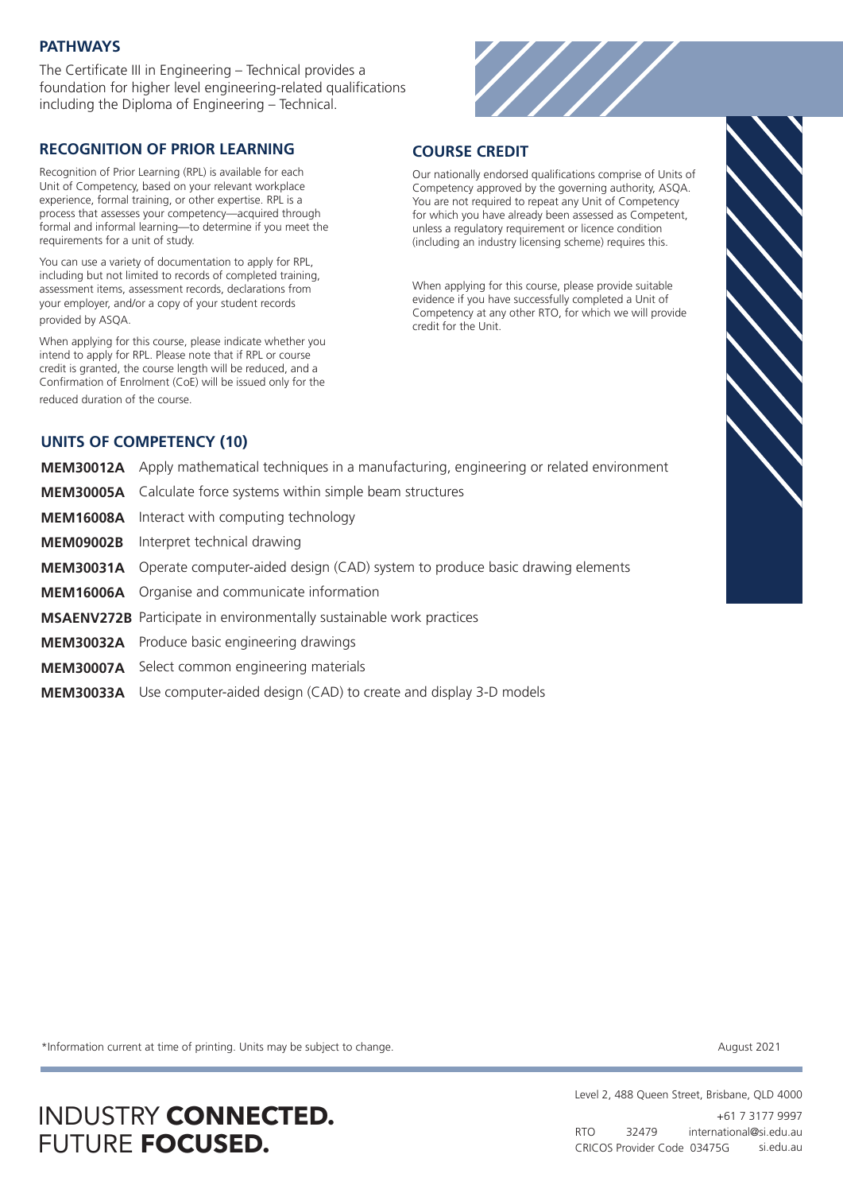## PATHWAYS

The Certificate III in Engineering – Technical provides a foundation for higher level engineering-related qualifications including the Diploma of Engineering – Technical.

## RECOGNITION OF PRIOR LEARNING

Recognition of Prior Learning (RPL) is available for each Unit of Competency, based on your relevant workplace experience, formal training, or other expertise. RPL is a process that assesses your competency—acquired through formal and informal learning—to determine if you meet the requirements for a unit of study.

You can use a variety of documentation to apply for RPL, including but not limited to records of completed training, assessment items, assessment records, declarations from your employer, and/or a copy of your student records provided by ASQA.

When applying for this course, please indicate whether you intend to apply for RPL. Please note that if RPL or course credit is granted, the course length will be reduced, and a Confirmation of Enrolment (CoE) will be issued only for the reduced duration of the course.

## COURSE CREDIT

Our nationally endorsed qualifications comprise of Units of Competency approved by the governing authority, ASQA. You are not required to repeat any Unit of Competency for which you have already been assessed as Competent, unless a regulatory requirement or licence condition (including an industry licensing scheme) requires this.

When applying for this course, please provide suitable evidence if you have successfully completed a Unit of Competency at any other RTO, for which we will provide credit for the Unit.

## UNITS OF COMPETENCY (10)

| | |
|---|---|
| **MEM30012A** | Apply mathematical techniques in a manufacturing, engineering or related environment |
| **MEM30005A** | Calculate force systems within simple beam structures |
| **MEM16008A** | Interact with computing technology |
| **MEM09002B** | Interpret technical drawing |
| **MEM30031A** | Operate computer-aided design (CAD) system to produce basic drawing elements |
| **MEM16006A** | Organise and communicate information |
| **MSAENV272B** | Participate in environmentally sustainable work practices |
| **MEM30032A** | Produce basic engineering drawings |
| **MEM30007A** | Select common engineering materials |
| **MEM30033A** | Use computer-aided design (CAD) to create and display 3-D models |

*Information current at time of printing. Units may be subject to change.

August 2021

INDUSTRY **CONNECTED.**
FUTURE **FOCUSED.**

Level 2, 488 Queen Street, Brisbane, QLD 4000

+61 7 3177 9997

RTO 32479 international@si.edu.au

CRICOS Provider Code 03475G si.edu.au